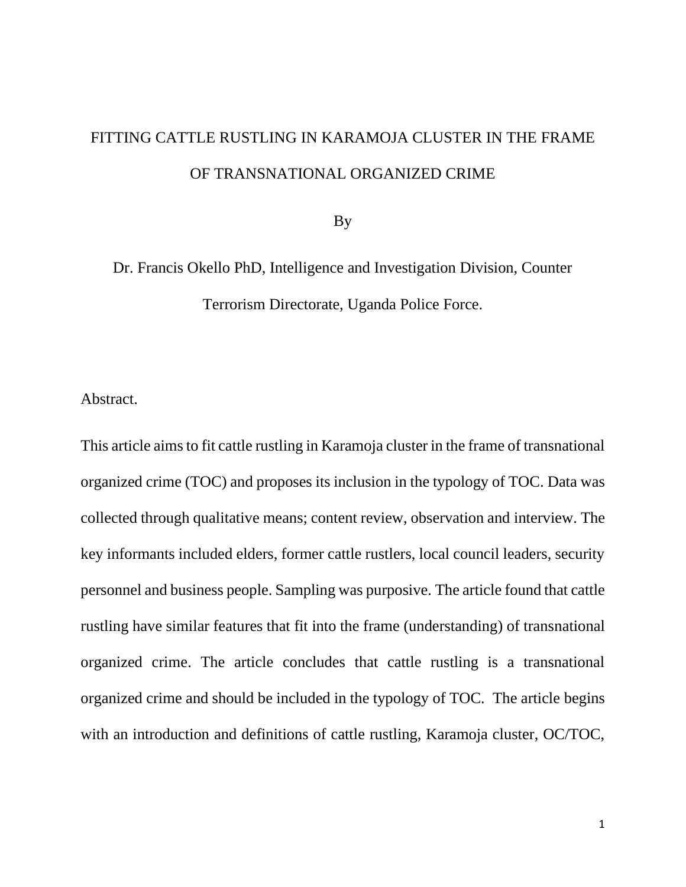# FITTING CATTLE RUSTLING IN KARAMOJA CLUSTER IN THE FRAME OF TRANSNATIONAL ORGANIZED CRIME

By

Dr. Francis Okello PhD, Intelligence and Investigation Division, Counter Terrorism Directorate, Uganda Police Force.

Abstract.

This article aims to fit cattle rustling in Karamoja cluster in the frame of transnational organized crime (TOC) and proposes its inclusion in the typology of TOC. Data was collected through qualitative means; content review, observation and interview. The key informants included elders, former cattle rustlers, local council leaders, security personnel and business people. Sampling was purposive. The article found that cattle rustling have similar features that fit into the frame (understanding) of transnational organized crime. The article concludes that cattle rustling is a transnational organized crime and should be included in the typology of TOC. The article begins with an introduction and definitions of cattle rustling, Karamoja cluster, OC/TOC,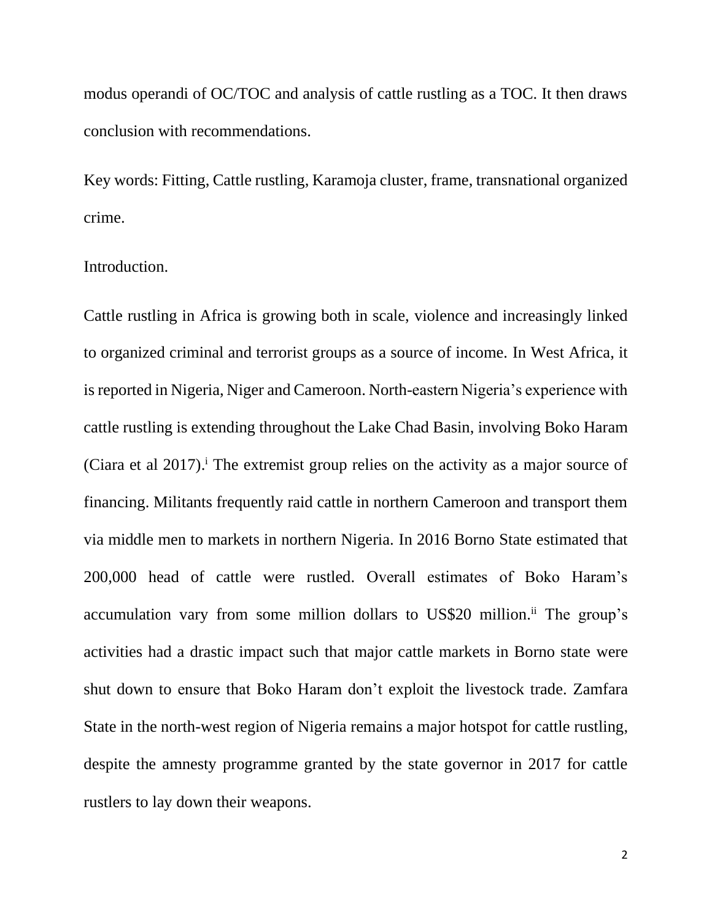modus operandi of OC/TOC and analysis of cattle rustling as a TOC. It then draws conclusion with recommendations.

Key words: Fitting, Cattle rustling, Karamoja cluster, frame, transnational organized crime.

## Introduction.

Cattle rustling in Africa is growing both in scale, violence and increasingly linked to organized criminal and terrorist groups as a source of income. In West Africa, it is reported in Nigeria, Niger and Cameroon. North-eastern Nigeria's experience with cattle rustling is extending throughout the Lake Chad Basin, involving Boko Haram (Ciara et al 2017).[i] The extremist group relies on the activity as a major source of financing. Militants frequently raid cattle in northern Cameroon and transport them via middle men to markets in northern Nigeria. In 2016 Borno State estimated that 200,000 head of cattle were rustled. Overall estimates of Boko Haram's accumulation vary from some million dollars to US$20 million.[ii] The group's activities had a drastic impact such that major cattle markets in Borno state were shut down to ensure that Boko Haram don't exploit the livestock trade. Zamfara State in the north-west region of Nigeria remains a major hotspot for cattle rustling, despite the amnesty programme granted by the state governor in 2017 for cattle rustlers to lay down their weapons.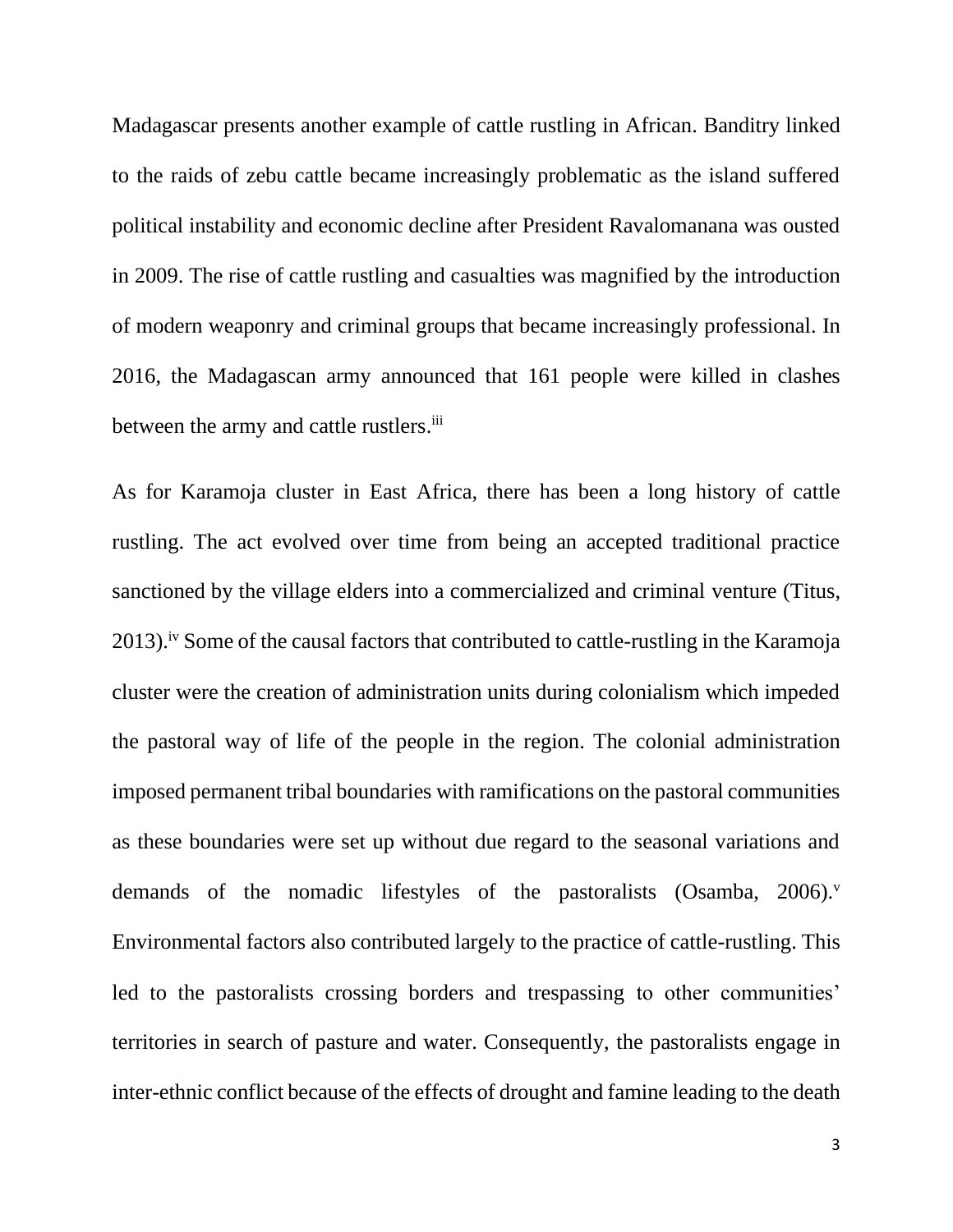Madagascar presents another example of cattle rustling in African. Banditry linked to the raids of zebu cattle became increasingly problematic as the island suffered political instability and economic decline after President Ravalomanana was ousted in 2009. The rise of cattle rustling and casualties was magnified by the introduction of modern weaponry and criminal groups that became increasingly professional. In 2016, the Madagascan army announced that 161 people were killed in clashes between the army and cattle rustlers.[iii]

As for Karamoja cluster in East Africa, there has been a long history of cattle rustling. The act evolved over time from being an accepted traditional practice sanctioned by the village elders into a commercialized and criminal venture (Titus, 2013).[iv] Some of the causal factors that contributed to cattle-rustling in the Karamoja cluster were the creation of administration units during colonialism which impeded the pastoral way of life of the people in the region. The colonial administration imposed permanent tribal boundaries with ramifications on the pastoral communities as these boundaries were set up without due regard to the seasonal variations and demands of the nomadic lifestyles of the pastoralists (Osamba, 2006).[v] Environmental factors also contributed largely to the practice of cattle-rustling. This led to the pastoralists crossing borders and trespassing to other communities' territories in search of pasture and water. Consequently, the pastoralists engage in inter-ethnic conflict because of the effects of drought and famine leading to the death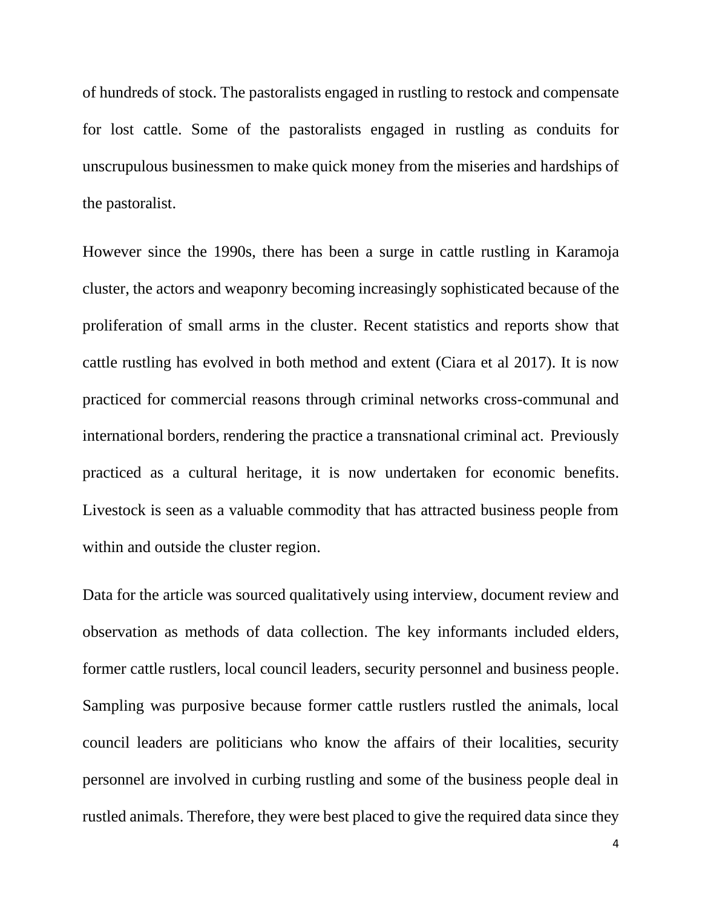of hundreds of stock. The pastoralists engaged in rustling to restock and compensate for lost cattle. Some of the pastoralists engaged in rustling as conduits for unscrupulous businessmen to make quick money from the miseries and hardships of the pastoralist.

However since the 1990s, there has been a surge in cattle rustling in Karamoja cluster, the actors and weaponry becoming increasingly sophisticated because of the proliferation of small arms in the cluster. Recent statistics and reports show that cattle rustling has evolved in both method and extent (Ciara et al 2017). It is now practiced for commercial reasons through criminal networks cross-communal and international borders, rendering the practice a transnational criminal act. Previously practiced as a cultural heritage, it is now undertaken for economic benefits. Livestock is seen as a valuable commodity that has attracted business people from within and outside the cluster region.

Data for the article was sourced qualitatively using interview, document review and observation as methods of data collection. The key informants included elders, former cattle rustlers, local council leaders, security personnel and business people. Sampling was purposive because former cattle rustlers rustled the animals, local council leaders are politicians who know the affairs of their localities, security personnel are involved in curbing rustling and some of the business people deal in rustled animals. Therefore, they were best placed to give the required data since they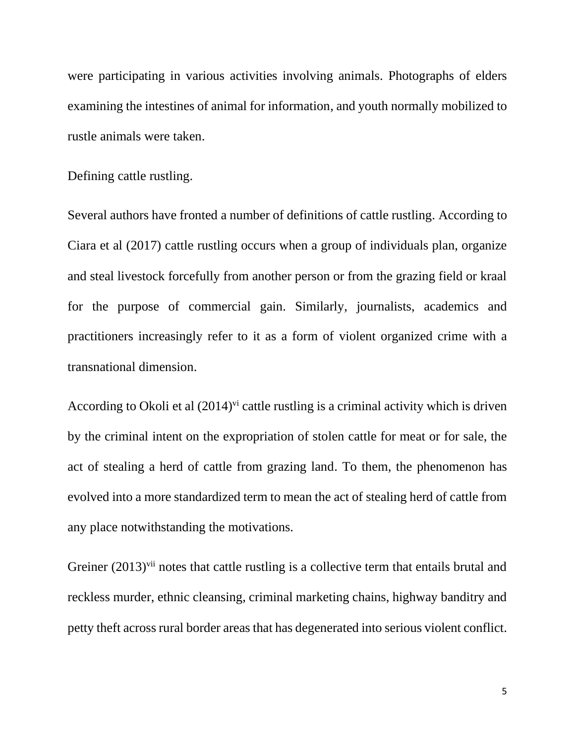were participating in various activities involving animals. Photographs of elders examining the intestines of animal for information, and youth normally mobilized to rustle animals were taken.

## Defining cattle rustling.

Several authors have fronted a number of definitions of cattle rustling. According to Ciara et al (2017) cattle rustling occurs when a group of individuals plan, organize and steal livestock forcefully from another person or from the grazing field or kraal for the purpose of commercial gain. Similarly, journalists, academics and practitioners increasingly refer to it as a form of violent organized crime with a transnational dimension.

According to Okoli et al (2014)[vi] cattle rustling is a criminal activity which is driven by the criminal intent on the expropriation of stolen cattle for meat or for sale, the act of stealing a herd of cattle from grazing land. To them, the phenomenon has evolved into a more standardized term to mean the act of stealing herd of cattle from any place notwithstanding the motivations.

Greiner (2013)[vii] notes that cattle rustling is a collective term that entails brutal and reckless murder, ethnic cleansing, criminal marketing chains, highway banditry and petty theft across rural border areas that has degenerated into serious violent conflict.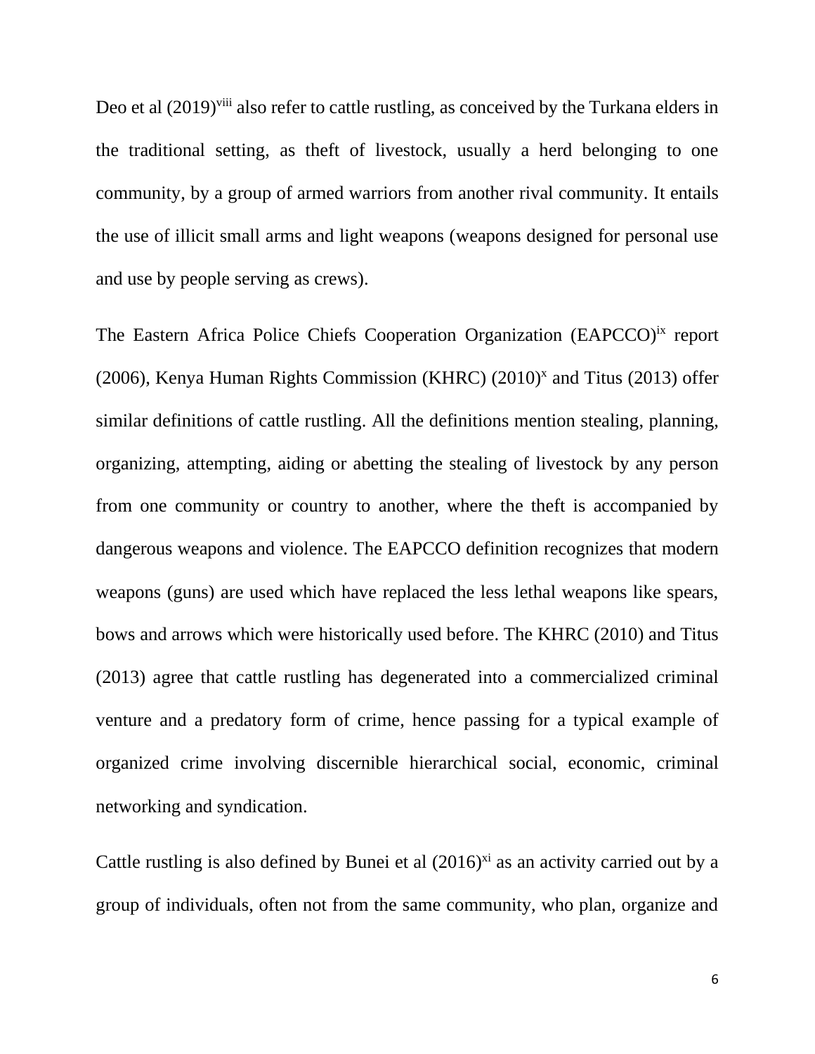Deo et al (2019)[viii] also refer to cattle rustling, as conceived by the Turkana elders in the traditional setting, as theft of livestock, usually a herd belonging to one community, by a group of armed warriors from another rival community. It entails the use of illicit small arms and light weapons (weapons designed for personal use and use by people serving as crews).

The Eastern Africa Police Chiefs Cooperation Organization (EAPCCO)[ix] report (2006), Kenya Human Rights Commission (KHRC) (2010)[x] and Titus (2013) offer similar definitions of cattle rustling. All the definitions mention stealing, planning, organizing, attempting, aiding or abetting the stealing of livestock by any person from one community or country to another, where the theft is accompanied by dangerous weapons and violence. The EAPCCO definition recognizes that modern weapons (guns) are used which have replaced the less lethal weapons like spears, bows and arrows which were historically used before. The KHRC (2010) and Titus (2013) agree that cattle rustling has degenerated into a commercialized criminal venture and a predatory form of crime, hence passing for a typical example of organized crime involving discernible hierarchical social, economic, criminal networking and syndication.

Cattle rustling is also defined by Bunei et al (2016)[xi] as an activity carried out by a group of individuals, often not from the same community, who plan, organize and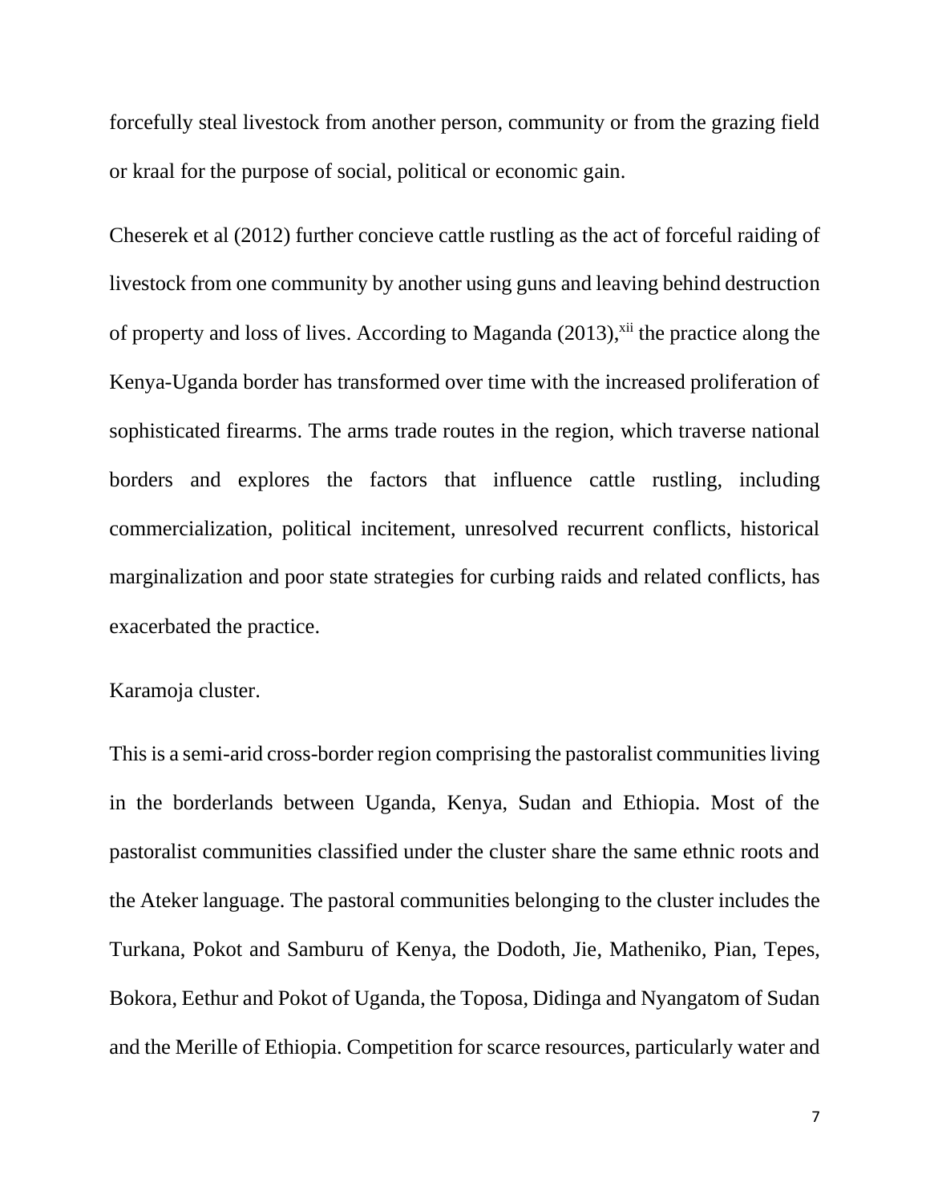forcefully steal livestock from another person, community or from the grazing field or kraal for the purpose of social, political or economic gain.

Cheserek et al (2012) further concieve cattle rustling as the act of forceful raiding of livestock from one community by another using guns and leaving behind destruction of property and loss of lives. According to Maganda (2013),[xii] the practice along the Kenya-Uganda border has transformed over time with the increased proliferation of sophisticated firearms. The arms trade routes in the region, which traverse national borders and explores the factors that influence cattle rustling, including commercialization, political incitement, unresolved recurrent conflicts, historical marginalization and poor state strategies for curbing raids and related conflicts, has exacerbated the practice.

Karamoja cluster.

This is a semi-arid cross-border region comprising the pastoralist communities living in the borderlands between Uganda, Kenya, Sudan and Ethiopia. Most of the pastoralist communities classified under the cluster share the same ethnic roots and the Ateker language. The pastoral communities belonging to the cluster includes the Turkana, Pokot and Samburu of Kenya, the Dodoth, Jie, Matheniko, Pian, Tepes, Bokora, Eethur and Pokot of Uganda, the Toposa, Didinga and Nyangatom of Sudan and the Merille of Ethiopia. Competition for scarce resources, particularly water and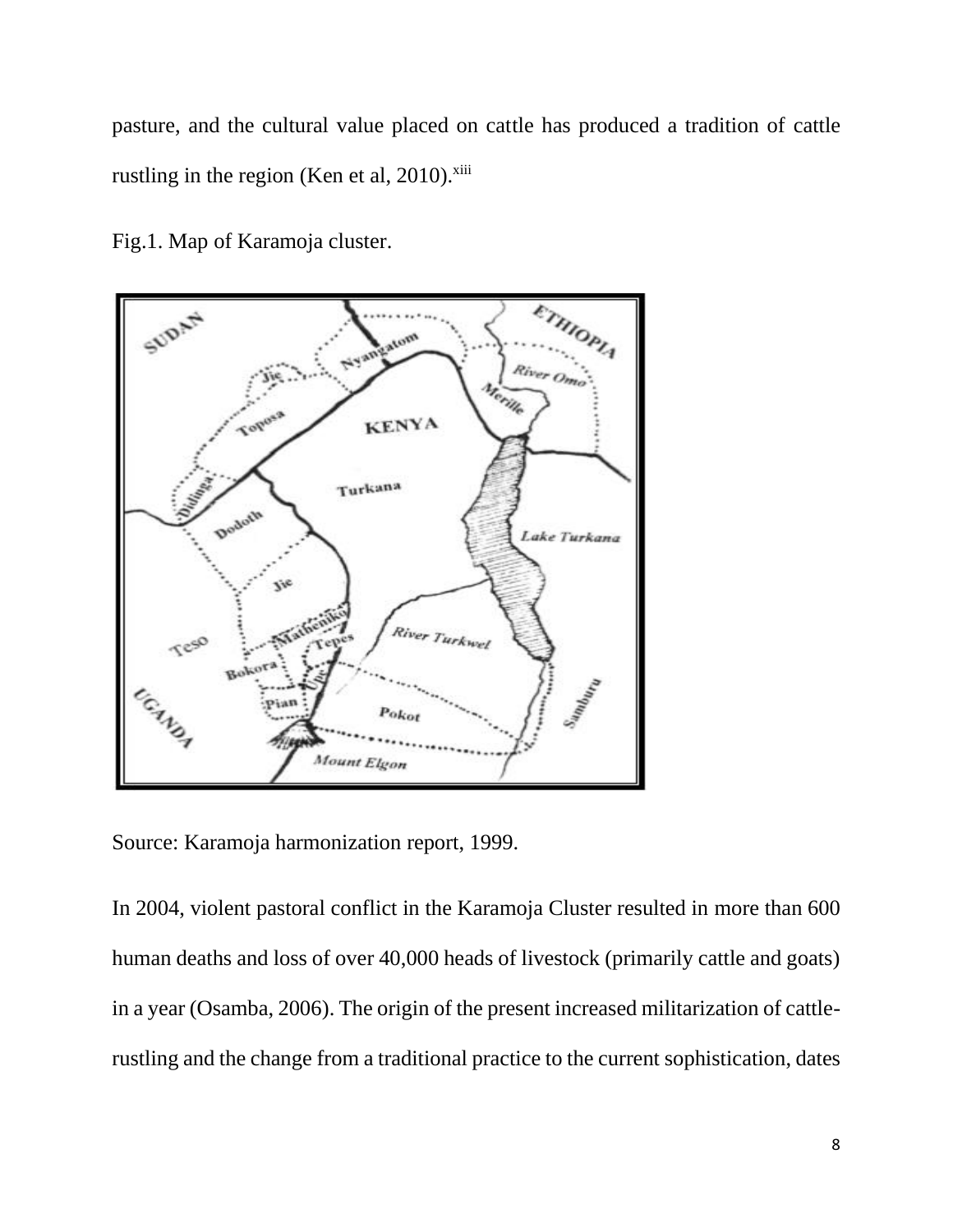pasture, and the cultural value placed on cattle has produced a tradition of cattle rustling in the region (Ken et al, 2010).[xiii]

Fig.1. Map of Karamoja cluster.

Source: Karamoja harmonization report, 1999.

In 2004, violent pastoral conflict in the Karamoja Cluster resulted in more than 600 human deaths and loss of over 40,000 heads of livestock (primarily cattle and goats) in a year (Osamba, 2006). The origin of the present increased militarization of cattle-rustling and the change from a traditional practice to the current sophistication, dates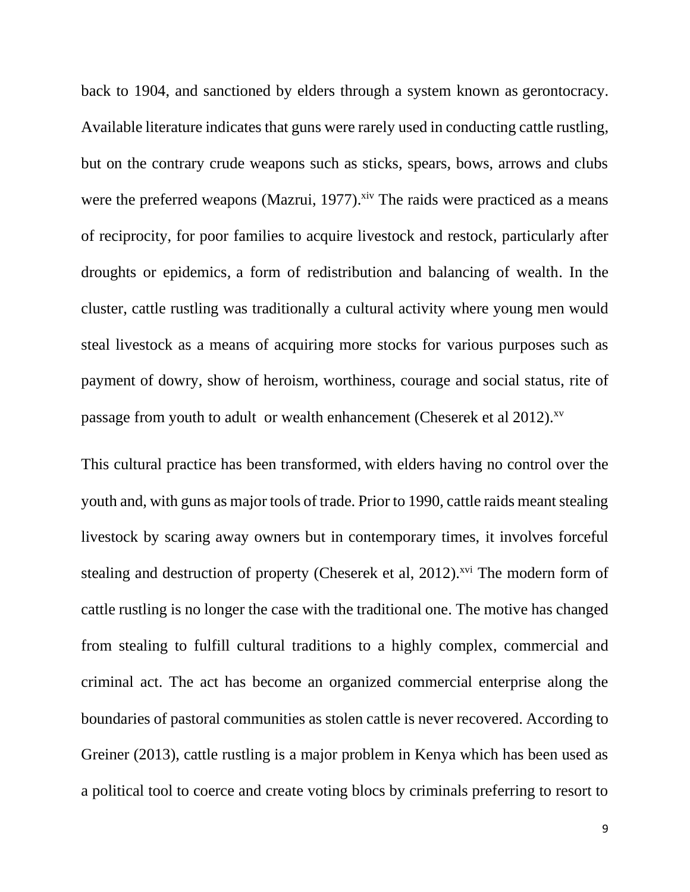back to 1904, and sanctioned by elders through a system known as gerontocracy. Available literature indicates that guns were rarely used in conducting cattle rustling, but on the contrary crude weapons such as sticks, spears, bows, arrows and clubs were the preferred weapons (Mazrui, 1977).[xiv] The raids were practiced as a means of reciprocity, for poor families to acquire livestock and restock, particularly after droughts or epidemics, a form of redistribution and balancing of wealth. In the cluster, cattle rustling was traditionally a cultural activity where young men would steal livestock as a means of acquiring more stocks for various purposes such as payment of dowry, show of heroism, worthiness, courage and social status, rite of passage from youth to adult or wealth enhancement (Cheserek et al 2012).[xv]

This cultural practice has been transformed, with elders having no control over the youth and, with guns as major tools of trade. Prior to 1990, cattle raids meant stealing livestock by scaring away owners but in contemporary times, it involves forceful stealing and destruction of property (Cheserek et al, 2012).[xvi] The modern form of cattle rustling is no longer the case with the traditional one. The motive has changed from stealing to fulfill cultural traditions to a highly complex, commercial and criminal act. The act has become an organized commercial enterprise along the boundaries of pastoral communities as stolen cattle is never recovered. According to Greiner (2013), cattle rustling is a major problem in Kenya which has been used as a political tool to coerce and create voting blocs by criminals preferring to resort to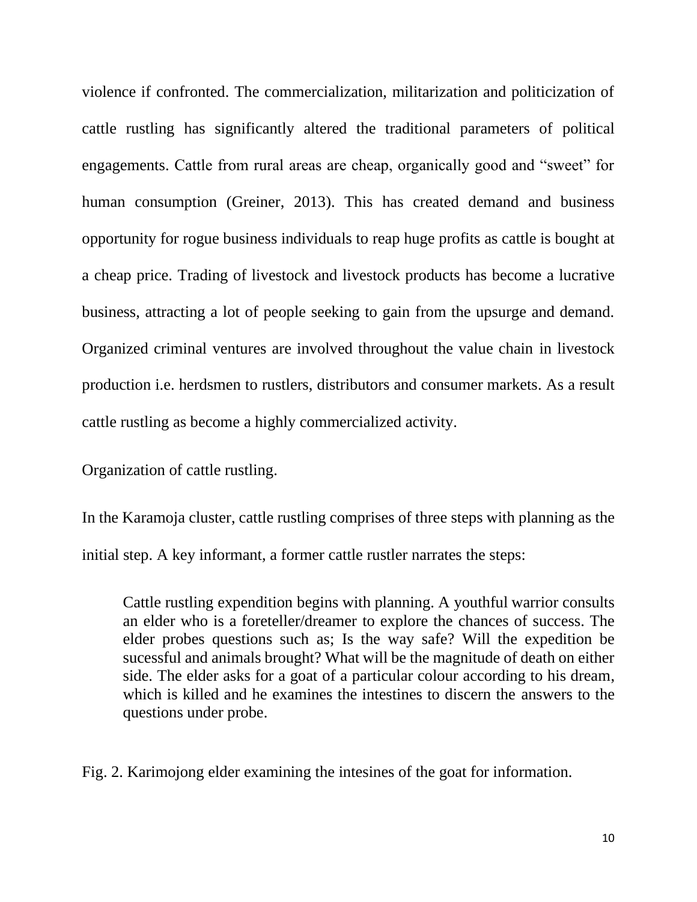violence if confronted. The commercialization, militarization and politicization of cattle rustling has significantly altered the traditional parameters of political engagements. Cattle from rural areas are cheap, organically good and "sweet" for human consumption (Greiner, 2013). This has created demand and business opportunity for rogue business individuals to reap huge profits as cattle is bought at a cheap price. Trading of livestock and livestock products has become a lucrative business, attracting a lot of people seeking to gain from the upsurge and demand. Organized criminal ventures are involved throughout the value chain in livestock production i.e. herdsmen to rustlers, distributors and consumer markets. As a result cattle rustling as become a highly commercialized activity.

Organization of cattle rustling.

In the Karamoja cluster, cattle rustling comprises of three steps with planning as the initial step. A key informant, a former cattle rustler narrates the steps:

> Cattle rustling expendition begins with planning. A youthful warrior consults an elder who is a foreteller/dreamer to explore the chances of success. The elder probes questions such as; Is the way safe? Will the expedition be sucessful and animals brought? What will be the magnitude of death on either side. The elder asks for a goat of a particular colour according to his dream, which is killed and he examines the intestines to discern the answers to the questions under probe.

Fig. 2. Karimojong elder examining the intesines of the goat for information.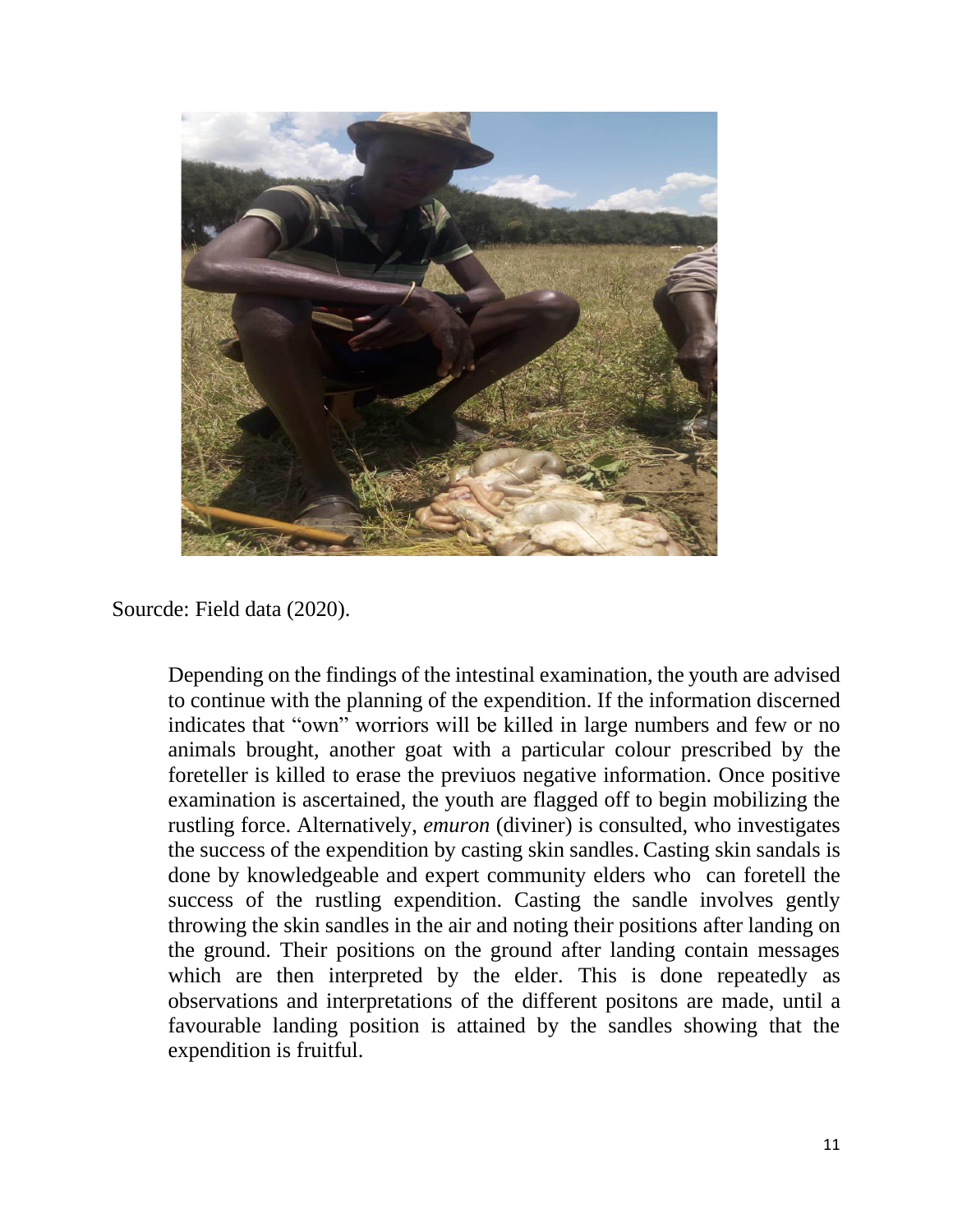Sourcde: Field data (2020).

Depending on the findings of the intestinal examination, the youth are advised to continue with the planning of the expendition. If the information discerned indicates that "own" worriors will be killed in large numbers and few or no animals brought, another goat with a particular colour prescribed by the foreteller is killed to erase the previuos negative information. Once positive examination is ascertained, the youth are flagged off to begin mobilizing the rustling force. Alternatively, *emuron* (diviner) is consulted, who investigates the success of the expendition by casting skin sandles. Casting skin sandals is done by knowledgeable and expert community elders who can foretell the success of the rustling expendition. Casting the sandle involves gently throwing the skin sandles in the air and noting their positions after landing on the ground. Their positions on the ground after landing contain messages which are then interpreted by the elder. This is done repeatedly as observations and interpretations of the different positons are made, until a favourable landing position is attained by the sandles showing that the expendition is fruitful.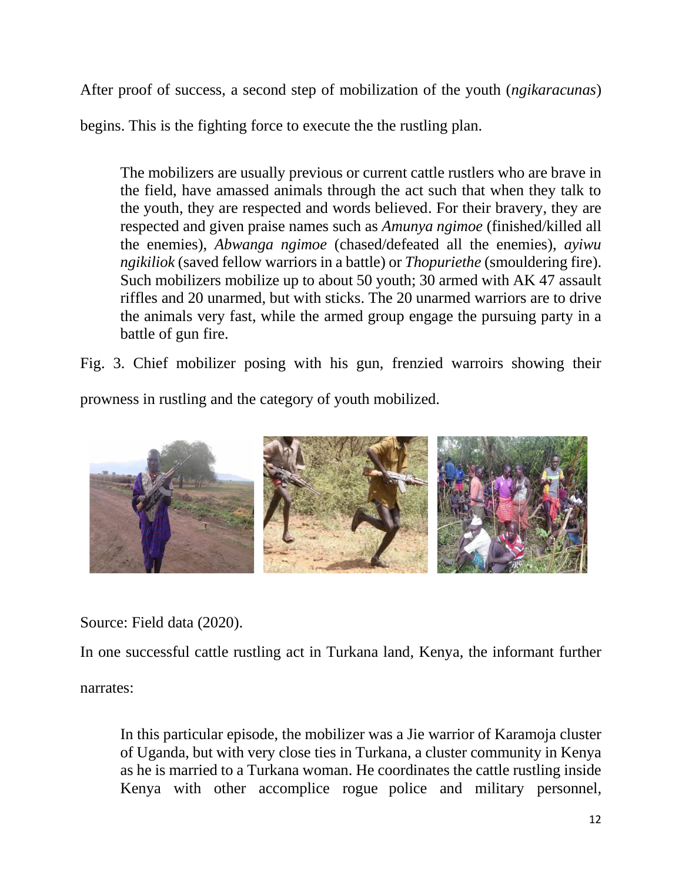After proof of success, a second step of mobilization of the youth (*ngikaracunas*) begins. This is the fighting force to execute the the rustling plan.

> The mobilizers are usually previous or current cattle rustlers who are brave in the field, have amassed animals through the act such that when they talk to the youth, they are respected and words believed. For their bravery, they are respected and given praise names such as *Amunya ngimoe* (finished/killed all the enemies), *Abwanga ngimoe* (chased/defeated all the enemies), *ayiwu ngikiliok* (saved fellow warriors in a battle) or *Thopuriethe* (smouldering fire). Such mobilizers mobilize up to about 50 youth; 30 armed with AK 47 assault riffles and 20 unarmed, but with sticks. The 20 unarmed warriors are to drive the animals very fast, while the armed group engage the pursuing party in a battle of gun fire.

Fig. 3. Chief mobilizer posing with his gun, frenzied warroirs showing their prowness in rustling and the category of youth mobilized.

Source: Field data (2020).

In one successful cattle rustling act in Turkana land, Kenya, the informant further narrates:

> In this particular episode, the mobilizer was a Jie warrior of Karamoja cluster of Uganda, but with very close ties in Turkana, a cluster community in Kenya as he is married to a Turkana woman. He coordinates the cattle rustling inside Kenya with other accomplice rogue police and military personnel,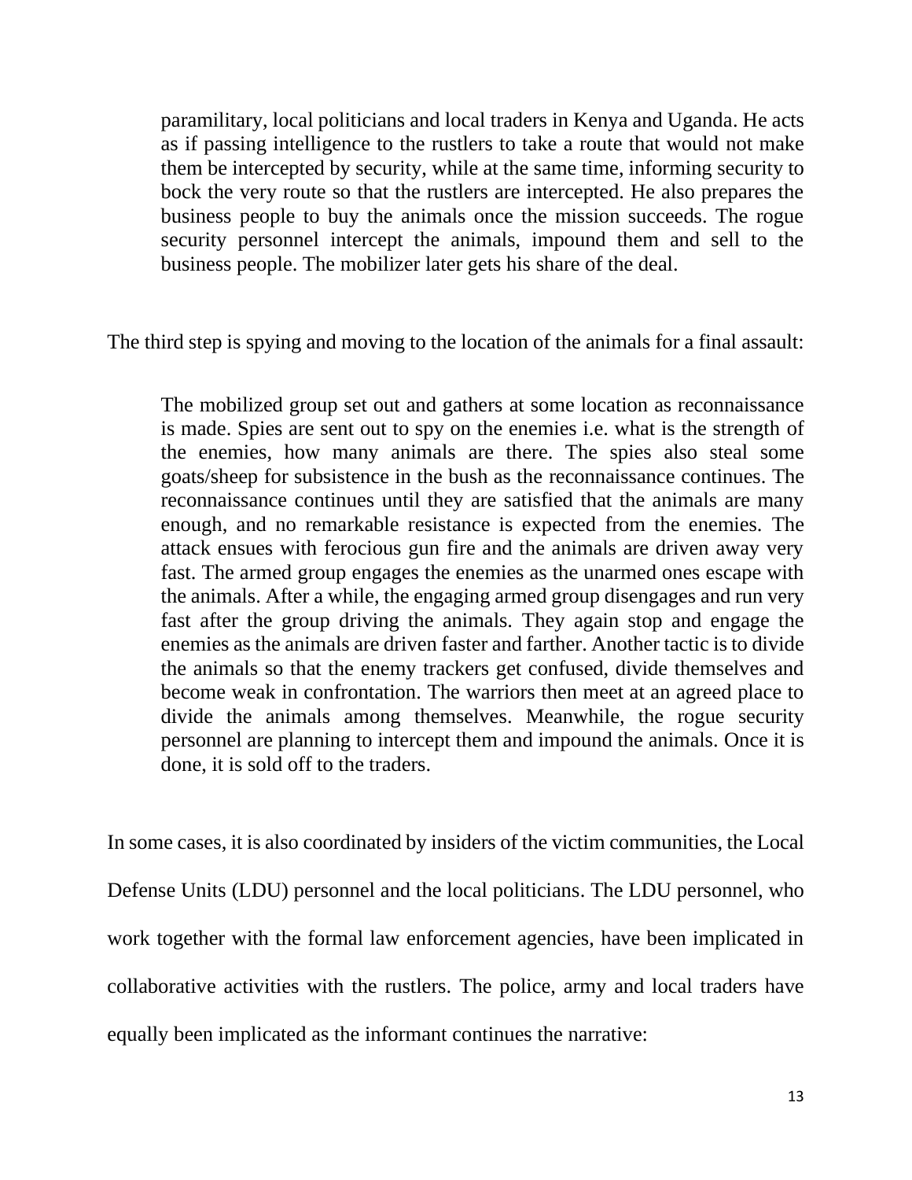> paramilitary, local politicians and local traders in Kenya and Uganda. He acts as if passing intelligence to the rustlers to take a route that would not make them be intercepted by security, while at the same time, informing security to bock the very route so that the rustlers are intercepted. He also prepares the business people to buy the animals once the mission succeeds. The rogue security personnel intercept the animals, impound them and sell to the business people. The mobilizer later gets his share of the deal.

The third step is spying and moving to the location of the animals for a final assault:

> The mobilized group set out and gathers at some location as reconnaissance is made. Spies are sent out to spy on the enemies i.e. what is the strength of the enemies, how many animals are there. The spies also steal some goats/sheep for subsistence in the bush as the reconnaissance continues. The reconnaissance continues until they are satisfied that the animals are many enough, and no remarkable resistance is expected from the enemies. The attack ensues with ferocious gun fire and the animals are driven away very fast. The armed group engages the enemies as the unarmed ones escape with the animals. After a while, the engaging armed group disengages and run very fast after the group driving the animals. They again stop and engage the enemies as the animals are driven faster and farther. Another tactic is to divide the animals so that the enemy trackers get confused, divide themselves and become weak in confrontation. The warriors then meet at an agreed place to divide the animals among themselves. Meanwhile, the rogue security personnel are planning to intercept them and impound the animals. Once it is done, it is sold off to the traders.

In some cases, it is also coordinated by insiders of the victim communities, the Local Defense Units (LDU) personnel and the local politicians. The LDU personnel, who work together with the formal law enforcement agencies, have been implicated in collaborative activities with the rustlers. The police, army and local traders have equally been implicated as the informant continues the narrative: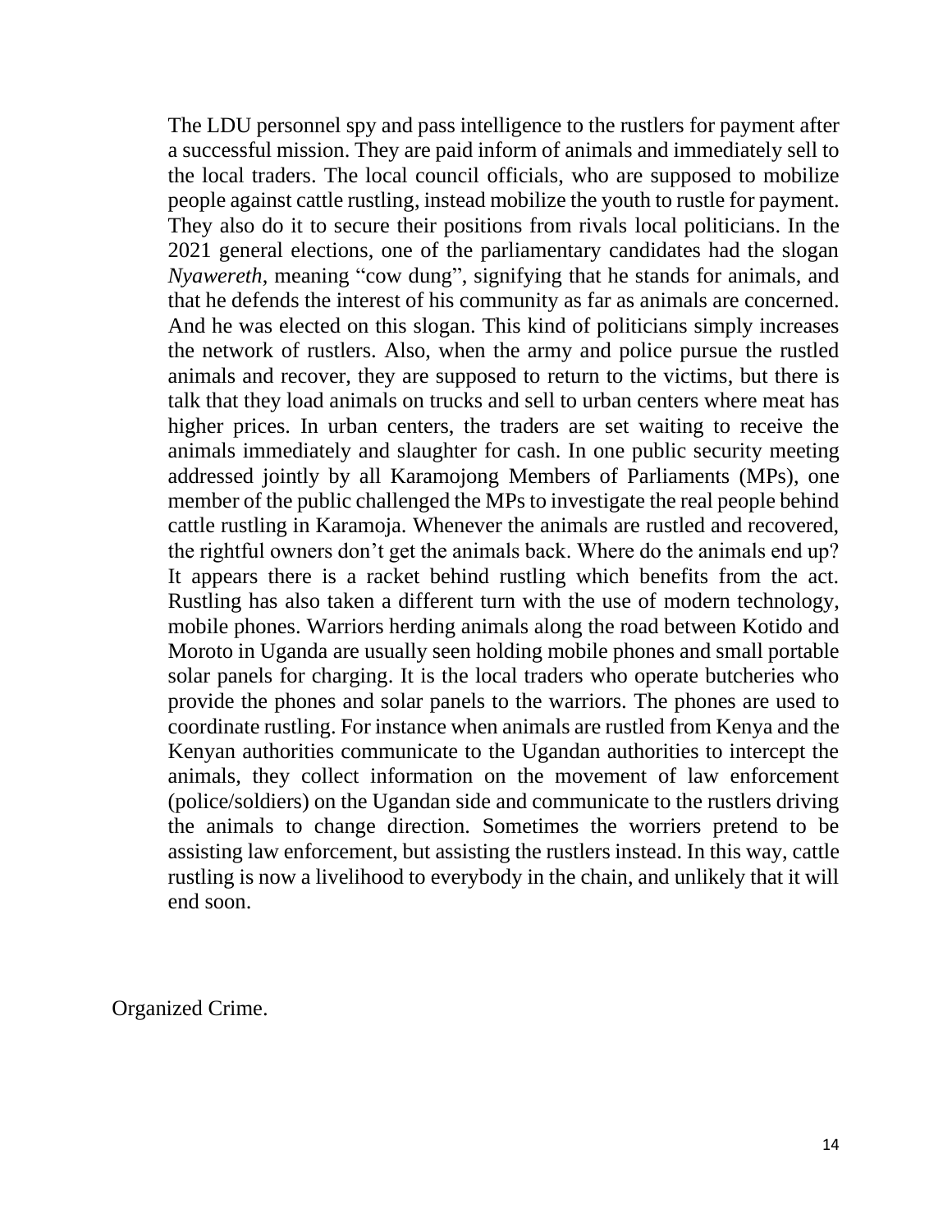The LDU personnel spy and pass intelligence to the rustlers for payment after a successful mission. They are paid inform of animals and immediately sell to the local traders. The local council officials, who are supposed to mobilize people against cattle rustling, instead mobilize the youth to rustle for payment. They also do it to secure their positions from rivals local politicians. In the 2021 general elections, one of the parliamentary candidates had the slogan *Nyawereth*, meaning "cow dung", signifying that he stands for animals, and that he defends the interest of his community as far as animals are concerned. And he was elected on this slogan. This kind of politicians simply increases the network of rustlers. Also, when the army and police pursue the rustled animals and recover, they are supposed to return to the victims, but there is talk that they load animals on trucks and sell to urban centers where meat has higher prices. In urban centers, the traders are set waiting to receive the animals immediately and slaughter for cash. In one public security meeting addressed jointly by all Karamojong Members of Parliaments (MPs), one member of the public challenged the MPs to investigate the real people behind cattle rustling in Karamoja. Whenever the animals are rustled and recovered, the rightful owners don't get the animals back. Where do the animals end up? It appears there is a racket behind rustling which benefits from the act. Rustling has also taken a different turn with the use of modern technology, mobile phones. Warriors herding animals along the road between Kotido and Moroto in Uganda are usually seen holding mobile phones and small portable solar panels for charging. It is the local traders who operate butcheries who provide the phones and solar panels to the warriors. The phones are used to coordinate rustling. For instance when animals are rustled from Kenya and the Kenyan authorities communicate to the Ugandan authorities to intercept the animals, they collect information on the movement of law enforcement (police/soldiers) on the Ugandan side and communicate to the rustlers driving the animals to change direction. Sometimes the worriers pretend to be assisting law enforcement, but assisting the rustlers instead. In this way, cattle rustling is now a livelihood to everybody in the chain, and unlikely that it will end soon.

Organized Crime.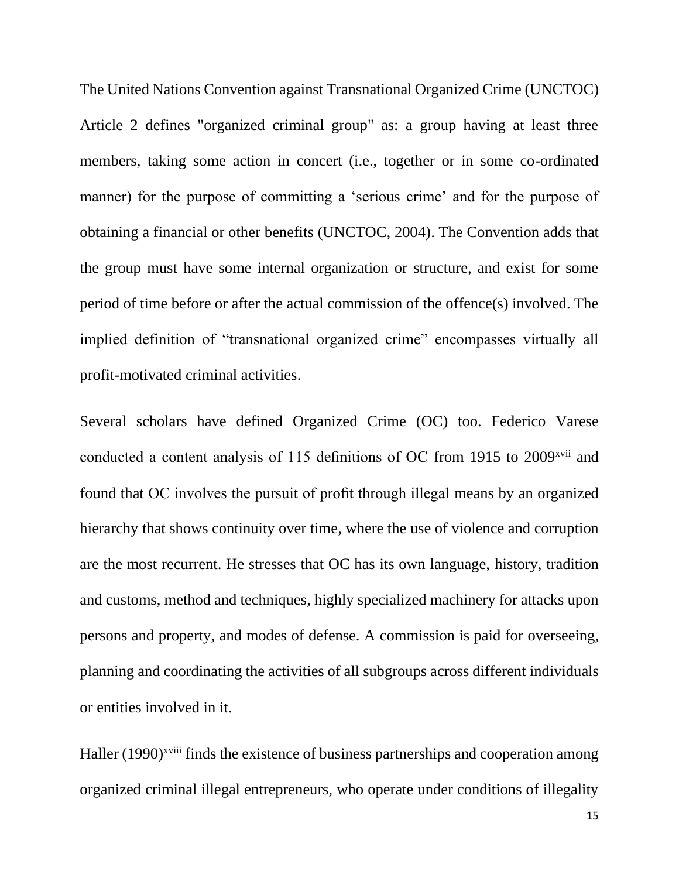The United Nations Convention against Transnational Organized Crime (UNCTOC) Article 2 defines "organized criminal group" as: a group having at least three members, taking some action in concert (i.e., together or in some co-ordinated manner) for the purpose of committing a 'serious crime' and for the purpose of obtaining a financial or other benefits (UNCTOC, 2004). The Convention adds that the group must have some internal organization or structure, and exist for some period of time before or after the actual commission of the offence(s) involved. The implied definition of "transnational organized crime" encompasses virtually all profit-motivated criminal activities.

Several scholars have defined Organized Crime (OC) too. Federico Varese conducted a content analysis of 115 definitions of OC from 1915 to 2009[xvii] and found that OC involves the pursuit of profit through illegal means by an organized hierarchy that shows continuity over time, where the use of violence and corruption are the most recurrent. He stresses that OC has its own language, history, tradition and customs, method and techniques, highly specialized machinery for attacks upon persons and property, and modes of defense. A commission is paid for overseeing, planning and coordinating the activities of all subgroups across different individuals or entities involved in it.

Haller (1990)[xviii] finds the existence of business partnerships and cooperation among organized criminal illegal entrepreneurs, who operate under conditions of illegality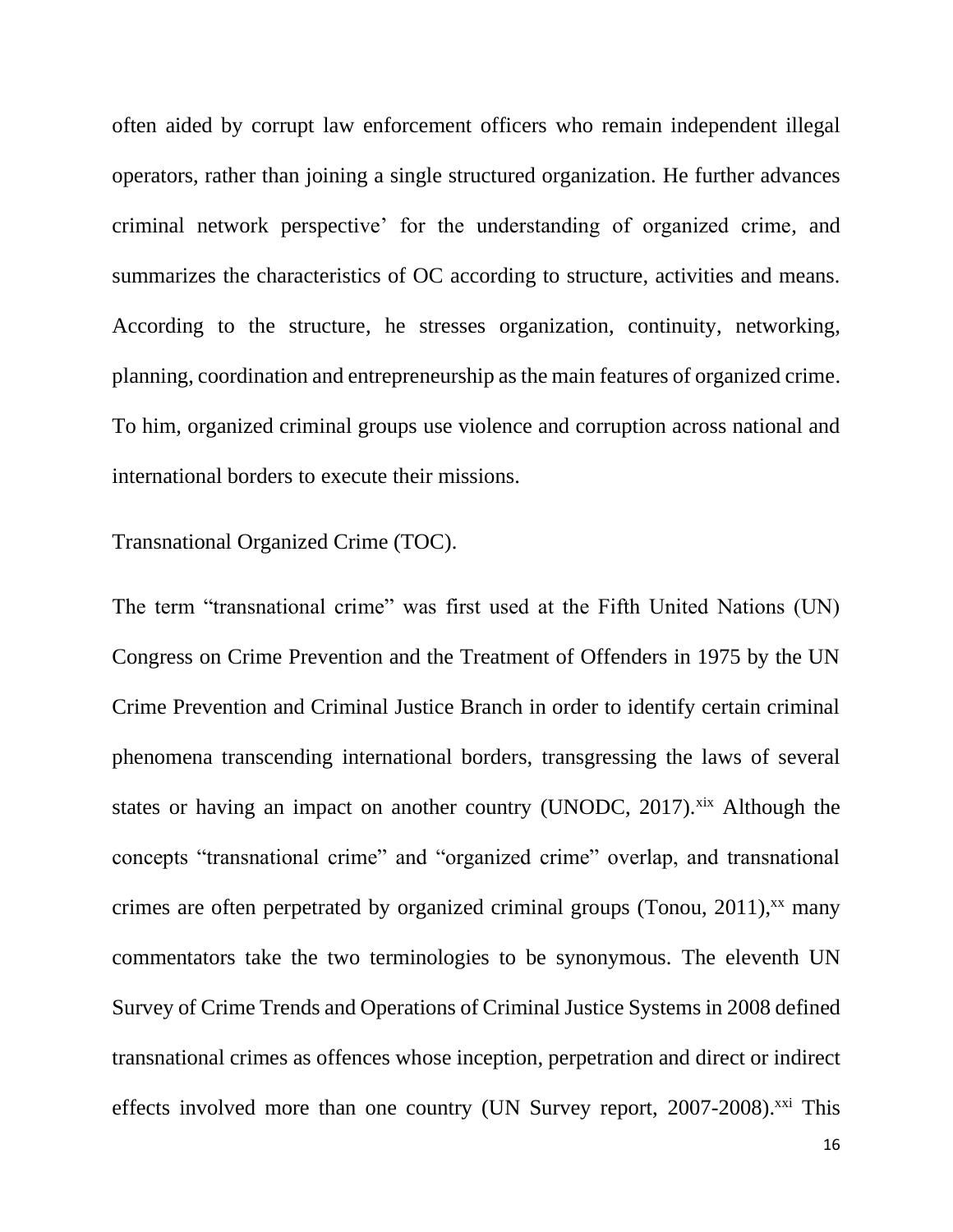often aided by corrupt law enforcement officers who remain independent illegal operators, rather than joining a single structured organization. He further advances criminal network perspective' for the understanding of organized crime, and summarizes the characteristics of OC according to structure, activities and means. According to the structure, he stresses organization, continuity, networking, planning, coordination and entrepreneurship as the main features of organized crime. To him, organized criminal groups use violence and corruption across national and international borders to execute their missions.

Transnational Organized Crime (TOC).

The term "transnational crime" was first used at the Fifth United Nations (UN) Congress on Crime Prevention and the Treatment of Offenders in 1975 by the UN Crime Prevention and Criminal Justice Branch in order to identify certain criminal phenomena transcending international borders, transgressing the laws of several states or having an impact on another country (UNODC, 2017).[xix] Although the concepts "transnational crime" and "organized crime" overlap, and transnational crimes are often perpetrated by organized criminal groups (Tonou, 2011),[xx] many commentators take the two terminologies to be synonymous. The eleventh UN Survey of Crime Trends and Operations of Criminal Justice Systems in 2008 defined transnational crimes as offences whose inception, perpetration and direct or indirect effects involved more than one country (UN Survey report, 2007-2008).[xxi] This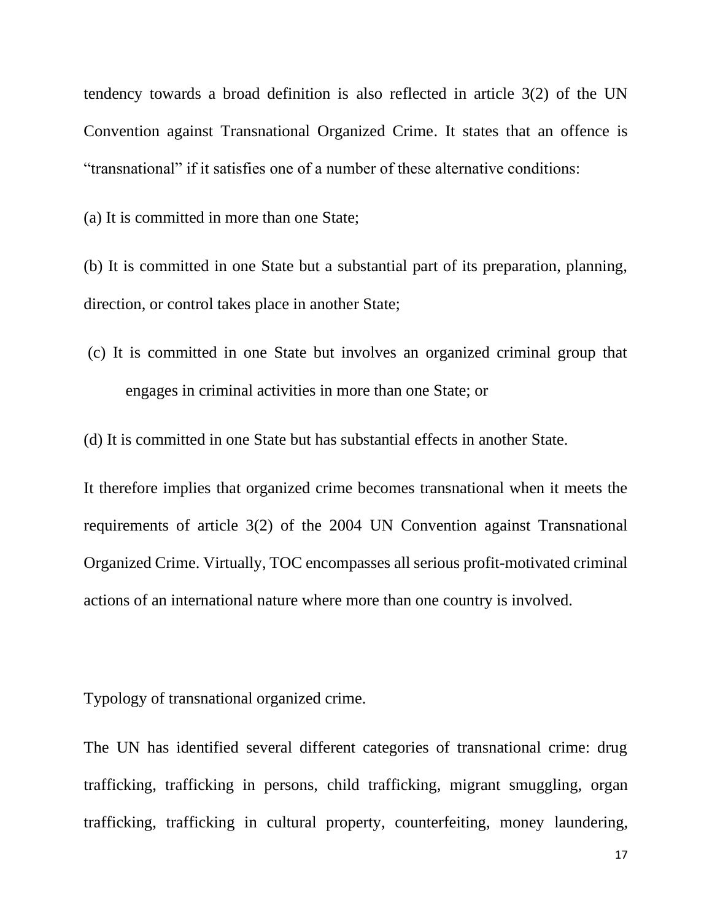tendency towards a broad definition is also reflected in article 3(2) of the UN Convention against Transnational Organized Crime. It states that an offence is "transnational" if it satisfies one of a number of these alternative conditions:

(a) It is committed in more than one State;

(b) It is committed in one State but a substantial part of its preparation, planning, direction, or control takes place in another State;

(c) It is committed in one State but involves an organized criminal group that engages in criminal activities in more than one State; or

(d) It is committed in one State but has substantial effects in another State.

It therefore implies that organized crime becomes transnational when it meets the requirements of article 3(2) of the 2004 UN Convention against Transnational Organized Crime. Virtually, TOC encompasses all serious profit-motivated criminal actions of an international nature where more than one country is involved.

## Typology of transnational organized crime.

The UN has identified several different categories of transnational crime: drug trafficking, trafficking in persons, child trafficking, migrant smuggling, organ trafficking, trafficking in cultural property, counterfeiting, money laundering,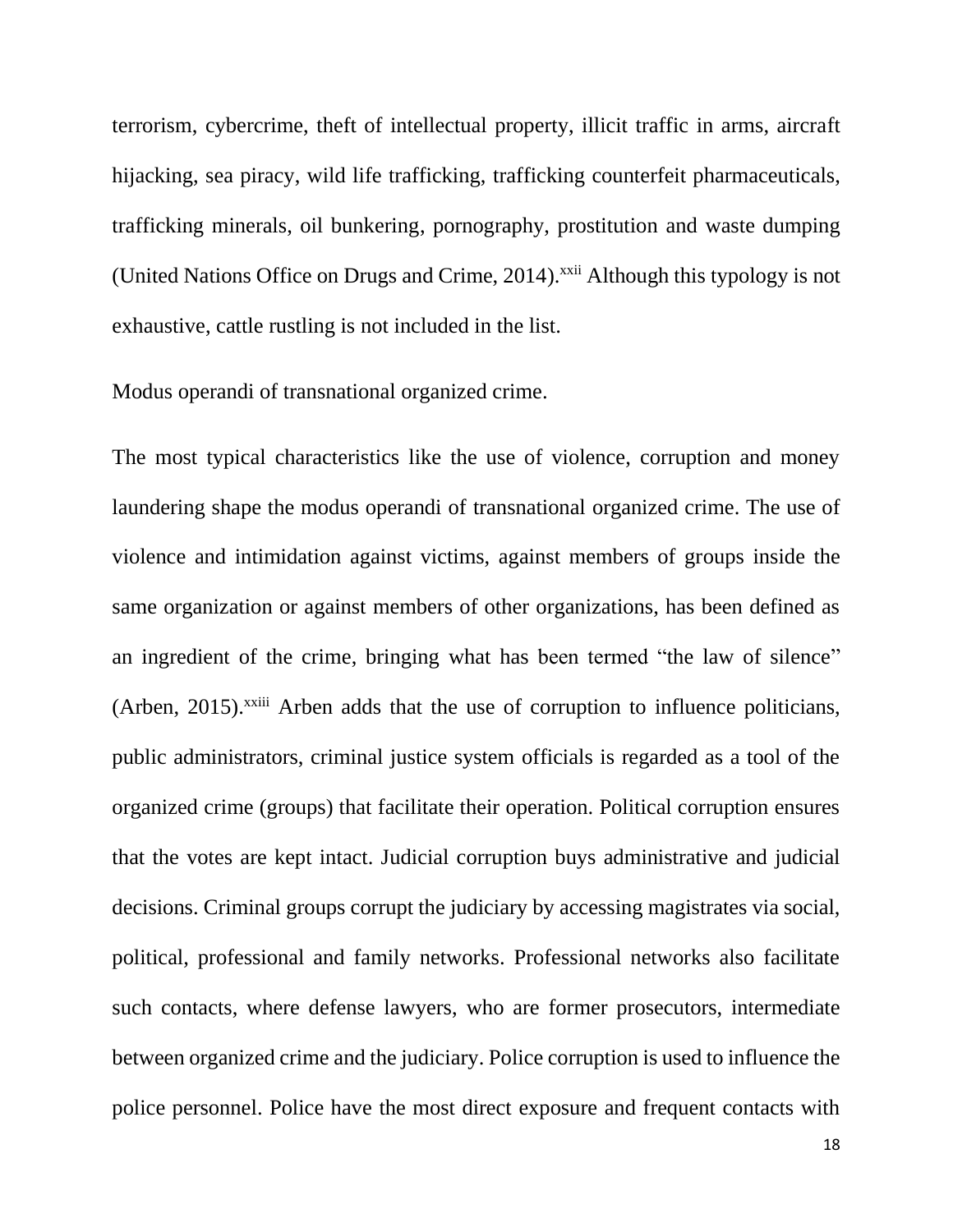terrorism, cybercrime, theft of intellectual property, illicit traffic in arms, aircraft hijacking, sea piracy, wild life trafficking, trafficking counterfeit pharmaceuticals, trafficking minerals, oil bunkering, pornography, prostitution and waste dumping (United Nations Office on Drugs and Crime, 2014).[xxii] Although this typology is not exhaustive, cattle rustling is not included in the list.

Modus operandi of transnational organized crime.

The most typical characteristics like the use of violence, corruption and money laundering shape the modus operandi of transnational organized crime. The use of violence and intimidation against victims, against members of groups inside the same organization or against members of other organizations, has been defined as an ingredient of the crime, bringing what has been termed "the law of silence" (Arben, 2015).[xxiii] Arben adds that the use of corruption to influence politicians, public administrators, criminal justice system officials is regarded as a tool of the organized crime (groups) that facilitate their operation. Political corruption ensures that the votes are kept intact. Judicial corruption buys administrative and judicial decisions. Criminal groups corrupt the judiciary by accessing magistrates via social, political, professional and family networks. Professional networks also facilitate such contacts, where defense lawyers, who are former prosecutors, intermediate between organized crime and the judiciary. Police corruption is used to influence the police personnel. Police have the most direct exposure and frequent contacts with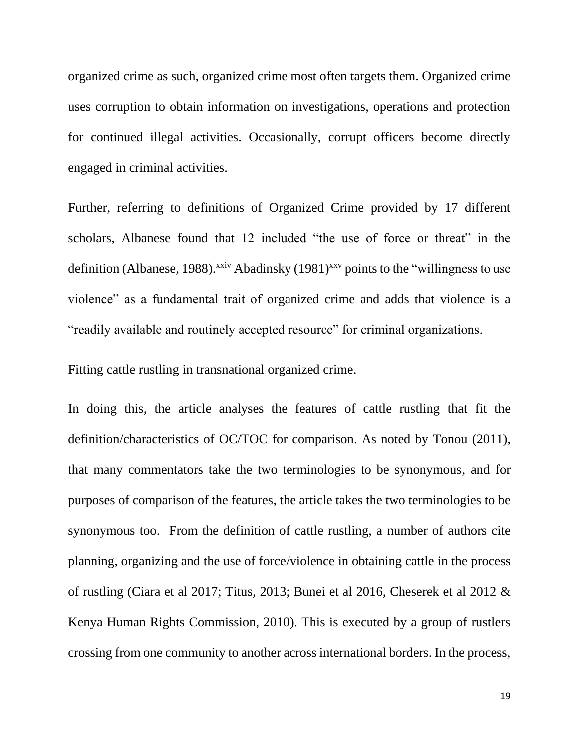organized crime as such, organized crime most often targets them. Organized crime uses corruption to obtain information on investigations, operations and protection for continued illegal activities. Occasionally, corrupt officers become directly engaged in criminal activities.

Further, referring to definitions of Organized Crime provided by 17 different scholars, Albanese found that 12 included "the use of force or threat" in the definition (Albanese, 1988).[xxiv] Abadinsky (1981)[xxv] points to the "willingness to use violence" as a fundamental trait of organized crime and adds that violence is a "readily available and routinely accepted resource" for criminal organizations.

Fitting cattle rustling in transnational organized crime.

In doing this, the article analyses the features of cattle rustling that fit the definition/characteristics of OC/TOC for comparison. As noted by Tonou (2011), that many commentators take the two terminologies to be synonymous, and for purposes of comparison of the features, the article takes the two terminologies to be synonymous too. From the definition of cattle rustling, a number of authors cite planning, organizing and the use of force/violence in obtaining cattle in the process of rustling (Ciara et al 2017; Titus, 2013; Bunei et al 2016, Cheserek et al 2012 & Kenya Human Rights Commission, 2010). This is executed by a group of rustlers crossing from one community to another across international borders. In the process,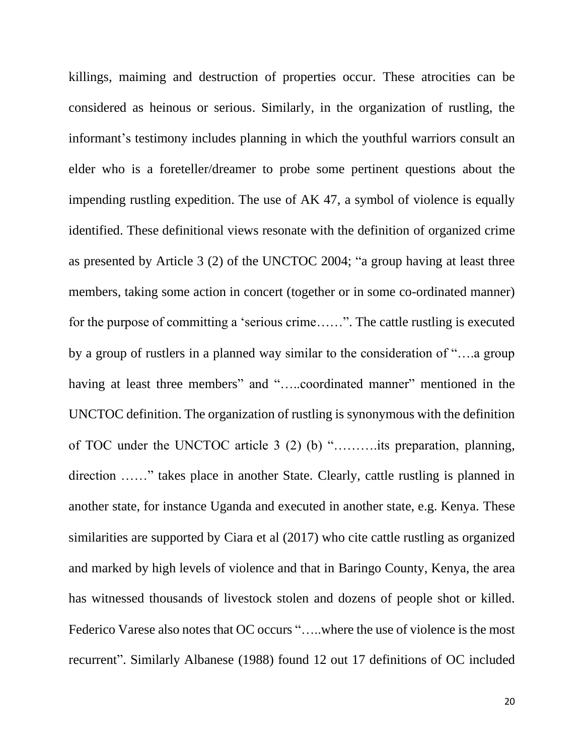killings, maiming and destruction of properties occur. These atrocities can be considered as heinous or serious. Similarly, in the organization of rustling, the informant's testimony includes planning in which the youthful warriors consult an elder who is a foreteller/dreamer to probe some pertinent questions about the impending rustling expedition. The use of AK 47, a symbol of violence is equally identified. These definitional views resonate with the definition of organized crime as presented by Article 3 (2) of the UNCTOC 2004; "a group having at least three members, taking some action in concert (together or in some co-ordinated manner) for the purpose of committing a 'serious crime……". The cattle rustling is executed by a group of rustlers in a planned way similar to the consideration of "….a group having at least three members" and "…..coordinated manner" mentioned in the UNCTOC definition. The organization of rustling is synonymous with the definition of TOC under the UNCTOC article 3 (2) (b) "……….its preparation, planning, direction ……" takes place in another State. Clearly, cattle rustling is planned in another state, for instance Uganda and executed in another state, e.g. Kenya. These similarities are supported by Ciara et al (2017) who cite cattle rustling as organized and marked by high levels of violence and that in Baringo County, Kenya, the area has witnessed thousands of livestock stolen and dozens of people shot or killed. Federico Varese also notes that OC occurs "…..where the use of violence is the most recurrent". Similarly Albanese (1988) found 12 out 17 definitions of OC included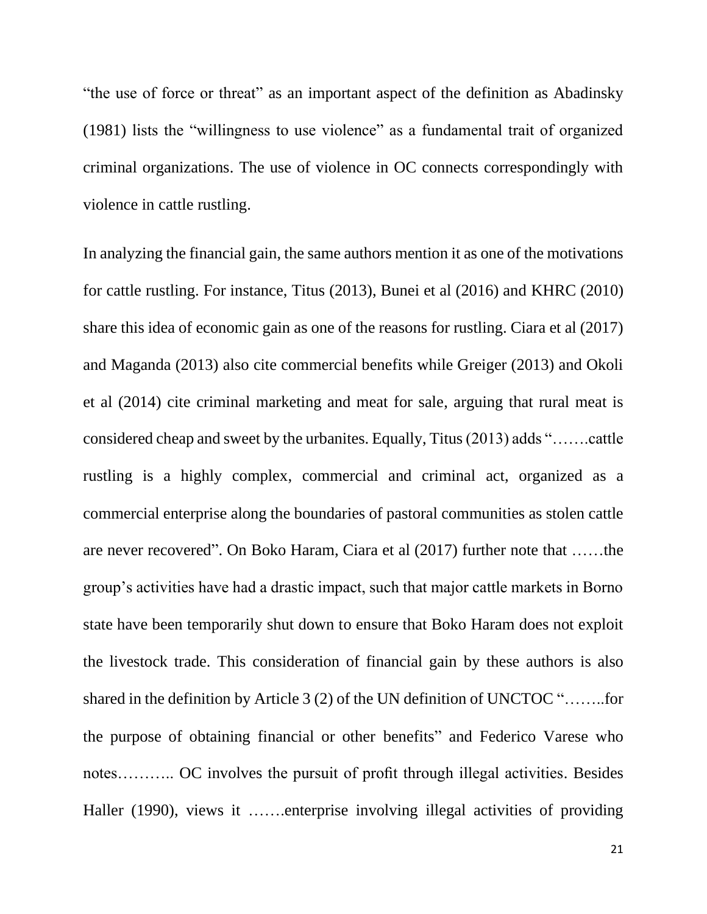"the use of force or threat" as an important aspect of the definition as Abadinsky (1981) lists the "willingness to use violence" as a fundamental trait of organized criminal organizations. The use of violence in OC connects correspondingly with violence in cattle rustling.

In analyzing the financial gain, the same authors mention it as one of the motivations for cattle rustling. For instance, Titus (2013), Bunei et al (2016) and KHRC (2010) share this idea of economic gain as one of the reasons for rustling. Ciara et al (2017) and Maganda (2013) also cite commercial benefits while Greiger (2013) and Okoli et al (2014) cite criminal marketing and meat for sale, arguing that rural meat is considered cheap and sweet by the urbanites. Equally, Titus (2013) adds "…….cattle rustling is a highly complex, commercial and criminal act, organized as a commercial enterprise along the boundaries of pastoral communities as stolen cattle are never recovered". On Boko Haram, Ciara et al (2017) further note that ……the group's activities have had a drastic impact, such that major cattle markets in Borno state have been temporarily shut down to ensure that Boko Haram does not exploit the livestock trade. This consideration of financial gain by these authors is also shared in the definition by Article 3 (2) of the UN definition of UNCTOC "……..for the purpose of obtaining financial or other benefits" and Federico Varese who notes……….. OC involves the pursuit of profit through illegal activities. Besides Haller (1990), views it …….enterprise involving illegal activities of providing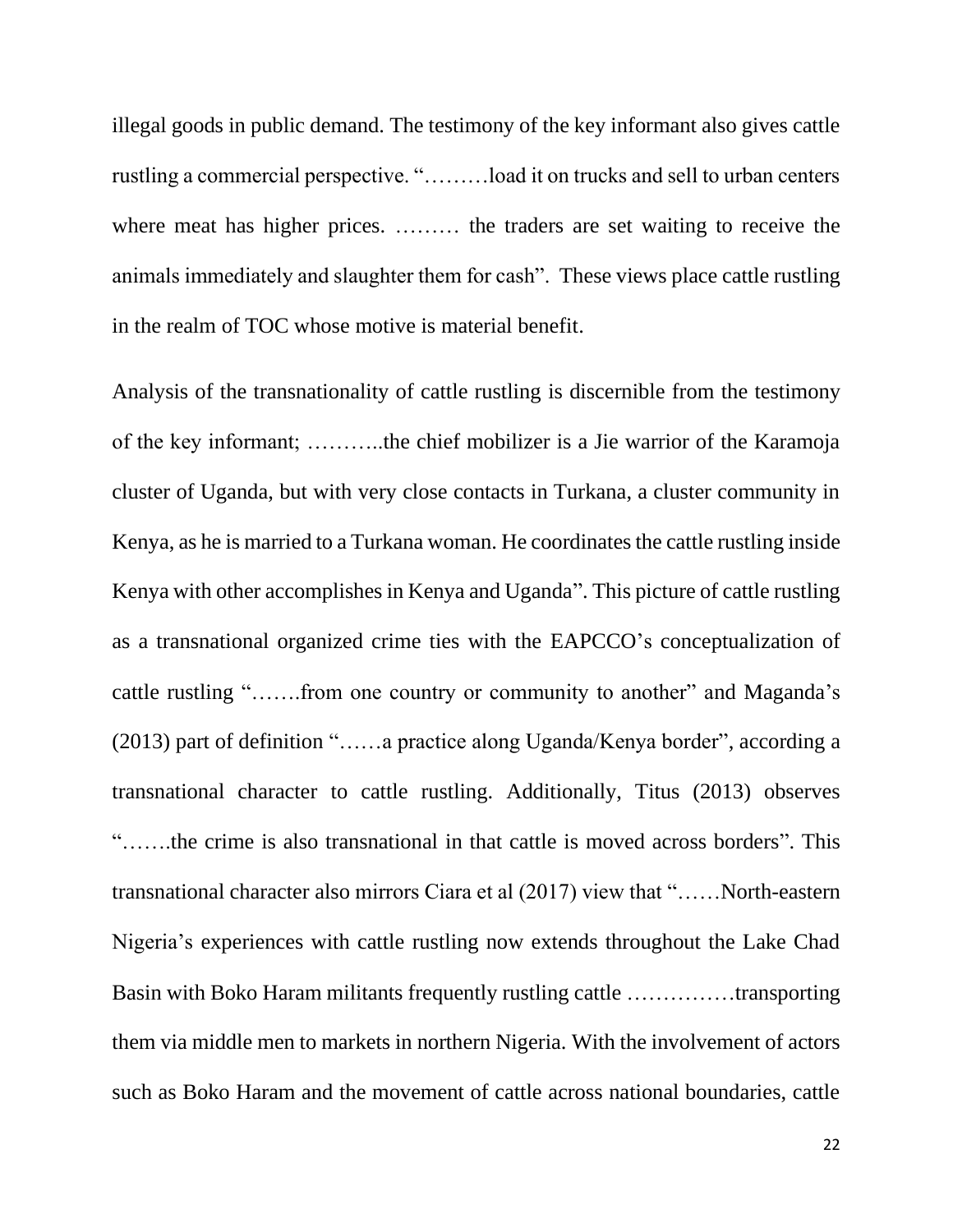illegal goods in public demand. The testimony of the key informant also gives cattle rustling a commercial perspective. "………load it on trucks and sell to urban centers where meat has higher prices. ……… the traders are set waiting to receive the animals immediately and slaughter them for cash". These views place cattle rustling in the realm of TOC whose motive is material benefit.

Analysis of the transnationality of cattle rustling is discernible from the testimony of the key informant; ………..the chief mobilizer is a Jie warrior of the Karamoja cluster of Uganda, but with very close contacts in Turkana, a cluster community in Kenya, as he is married to a Turkana woman. He coordinates the cattle rustling inside Kenya with other accomplishes in Kenya and Uganda". This picture of cattle rustling as a transnational organized crime ties with the EAPCCO's conceptualization of cattle rustling "…….from one country or community to another" and Maganda's (2013) part of definition "……a practice along Uganda/Kenya border", according a transnational character to cattle rustling. Additionally, Titus (2013) observes "…….the crime is also transnational in that cattle is moved across borders". This transnational character also mirrors Ciara et al (2017) view that "……North-eastern Nigeria's experiences with cattle rustling now extends throughout the Lake Chad Basin with Boko Haram militants frequently rustling cattle ……………transporting them via middle men to markets in northern Nigeria. With the involvement of actors such as Boko Haram and the movement of cattle across national boundaries, cattle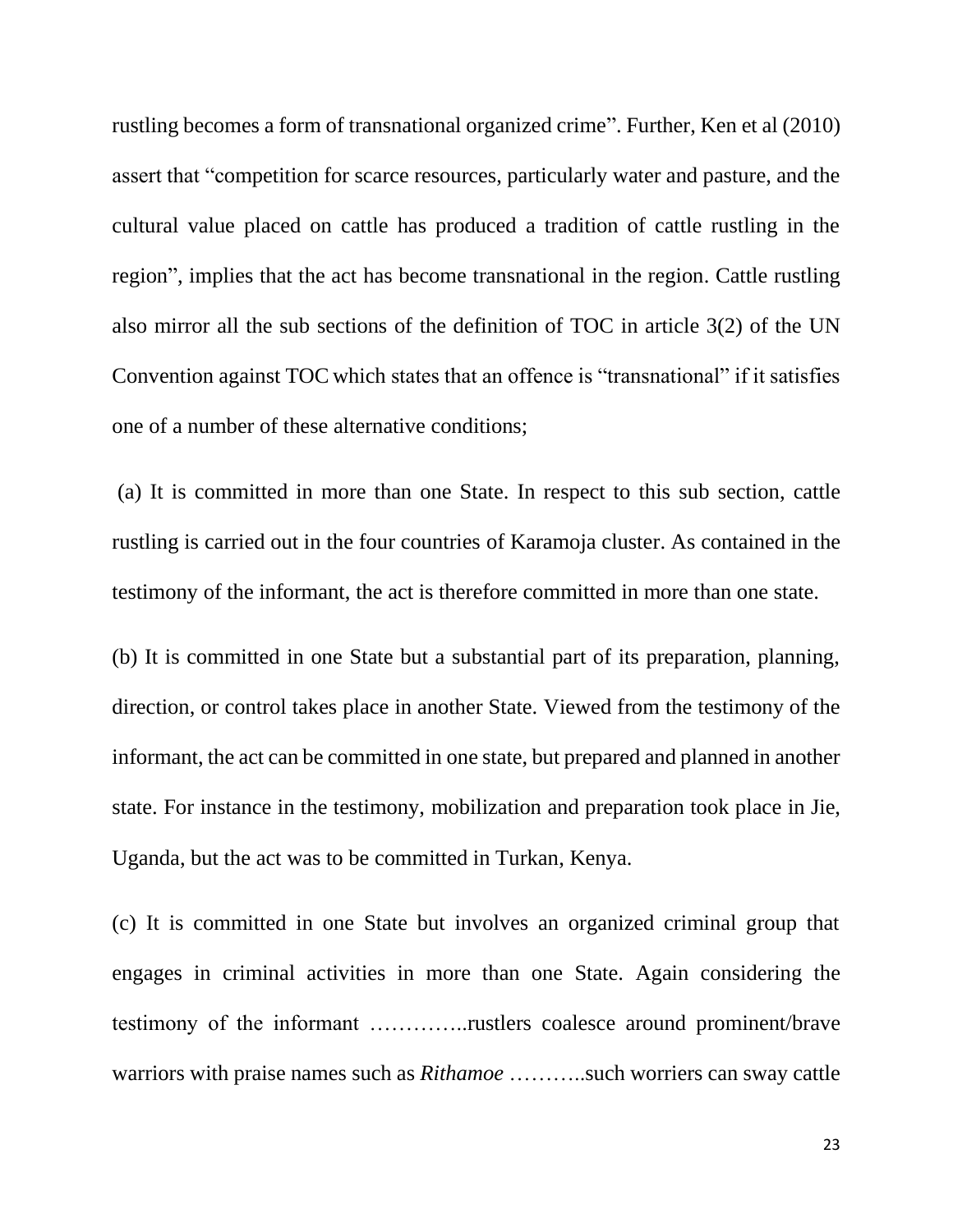rustling becomes a form of transnational organized crime". Further, Ken et al (2010) assert that "competition for scarce resources, particularly water and pasture, and the cultural value placed on cattle has produced a tradition of cattle rustling in the region", implies that the act has become transnational in the region. Cattle rustling also mirror all the sub sections of the definition of TOC in article 3(2) of the UN Convention against TOC which states that an offence is "transnational" if it satisfies one of a number of these alternative conditions;

(a) It is committed in more than one State. In respect to this sub section, cattle rustling is carried out in the four countries of Karamoja cluster. As contained in the testimony of the informant, the act is therefore committed in more than one state.

(b) It is committed in one State but a substantial part of its preparation, planning, direction, or control takes place in another State. Viewed from the testimony of the informant, the act can be committed in one state, but prepared and planned in another state. For instance in the testimony, mobilization and preparation took place in Jie, Uganda, but the act was to be committed in Turkan, Kenya.

(c) It is committed in one State but involves an organized criminal group that engages in criminal activities in more than one State. Again considering the testimony of the informant …………..rustlers coalesce around prominent/brave warriors with praise names such as *Rithamoe* ………..such worriers can sway cattle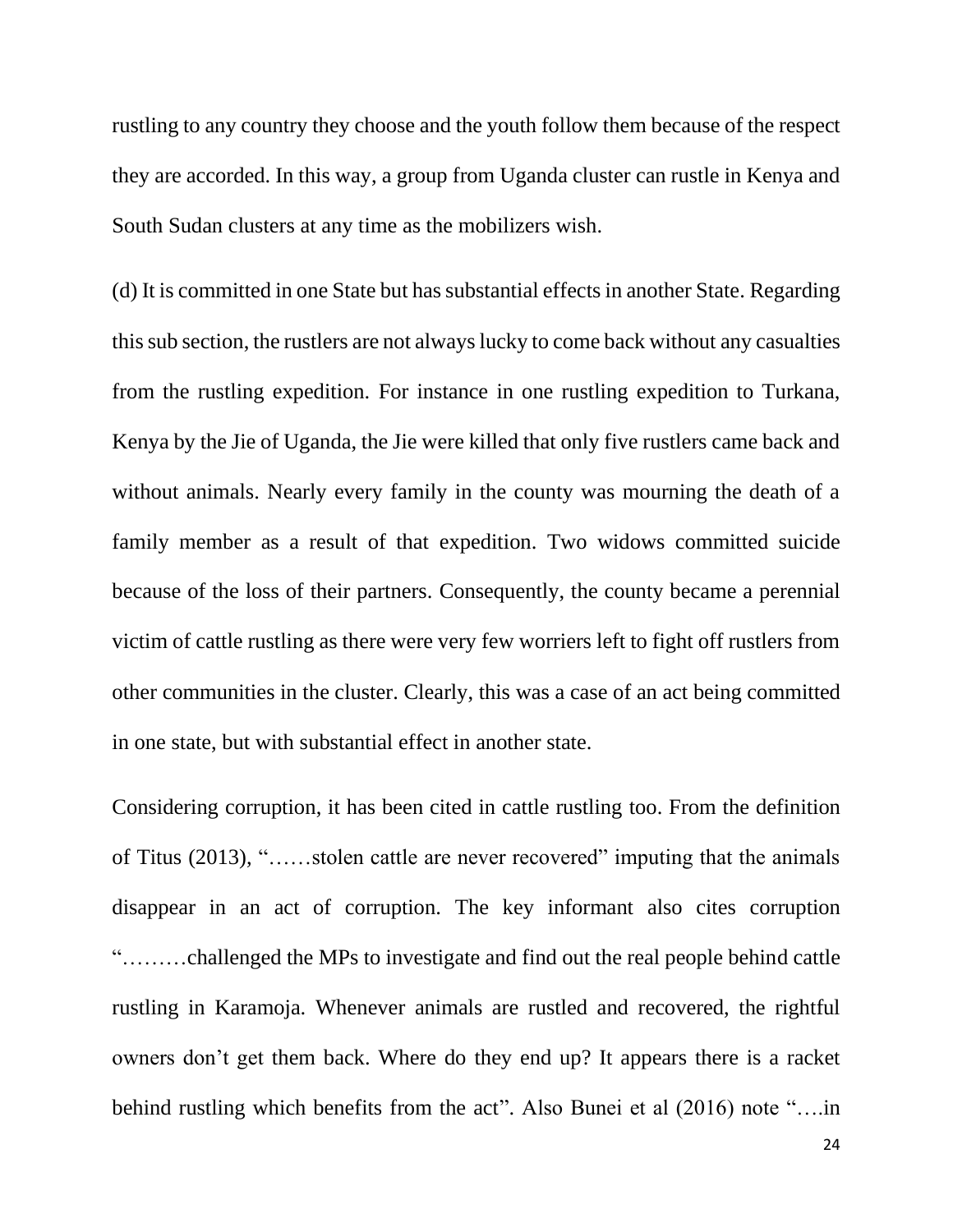rustling to any country they choose and the youth follow them because of the respect they are accorded. In this way, a group from Uganda cluster can rustle in Kenya and South Sudan clusters at any time as the mobilizers wish.

(d) It is committed in one State but has substantial effects in another State. Regarding this sub section, the rustlers are not always lucky to come back without any casualties from the rustling expedition. For instance in one rustling expedition to Turkana, Kenya by the Jie of Uganda, the Jie were killed that only five rustlers came back and without animals. Nearly every family in the county was mourning the death of a family member as a result of that expedition. Two widows committed suicide because of the loss of their partners. Consequently, the county became a perennial victim of cattle rustling as there were very few worriers left to fight off rustlers from other communities in the cluster. Clearly, this was a case of an act being committed in one state, but with substantial effect in another state.

Considering corruption, it has been cited in cattle rustling too. From the definition of Titus (2013), "……stolen cattle are never recovered" imputing that the animals disappear in an act of corruption. The key informant also cites corruption "………challenged the MPs to investigate and find out the real people behind cattle rustling in Karamoja. Whenever animals are rustled and recovered, the rightful owners don't get them back. Where do they end up? It appears there is a racket behind rustling which benefits from the act". Also Bunei et al (2016) note "….in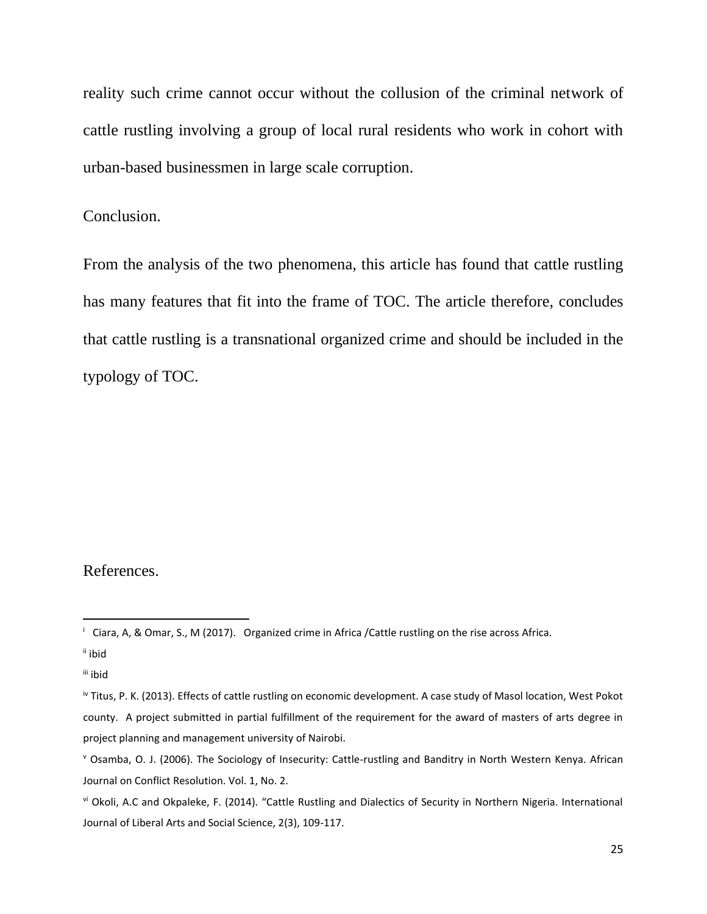reality such crime cannot occur without the collusion of the criminal network of cattle rustling involving a group of local rural residents who work in cohort with urban-based businessmen in large scale corruption.

## Conclusion.

From the analysis of the two phenomena, this article has found that cattle rustling has many features that fit into the frame of TOC. The article therefore, concludes that cattle rustling is a transnational organized crime and should be included in the typology of TOC.

## References.

---

[i] Ciara, A, & Omar, S., M (2017). Organized crime in Africa /Cattle rustling on the rise across Africa.

[ii] ibid

[iii] ibid

[iv] Titus, P. K. (2013). Effects of cattle rustling on economic development. A case study of Masol location, West Pokot county. A project submitted in partial fulfillment of the requirement for the award of masters of arts degree in project planning and management university of Nairobi.

[v] Osamba, O. J. (2006). The Sociology of Insecurity: Cattle-rustling and Banditry in North Western Kenya. African Journal on Conflict Resolution. Vol. 1, No. 2.

[vi] Okoli, A.C and Okpaleke, F. (2014). "Cattle Rustling and Dialectics of Security in Northern Nigeria. International Journal of Liberal Arts and Social Science, 2(3), 109-117.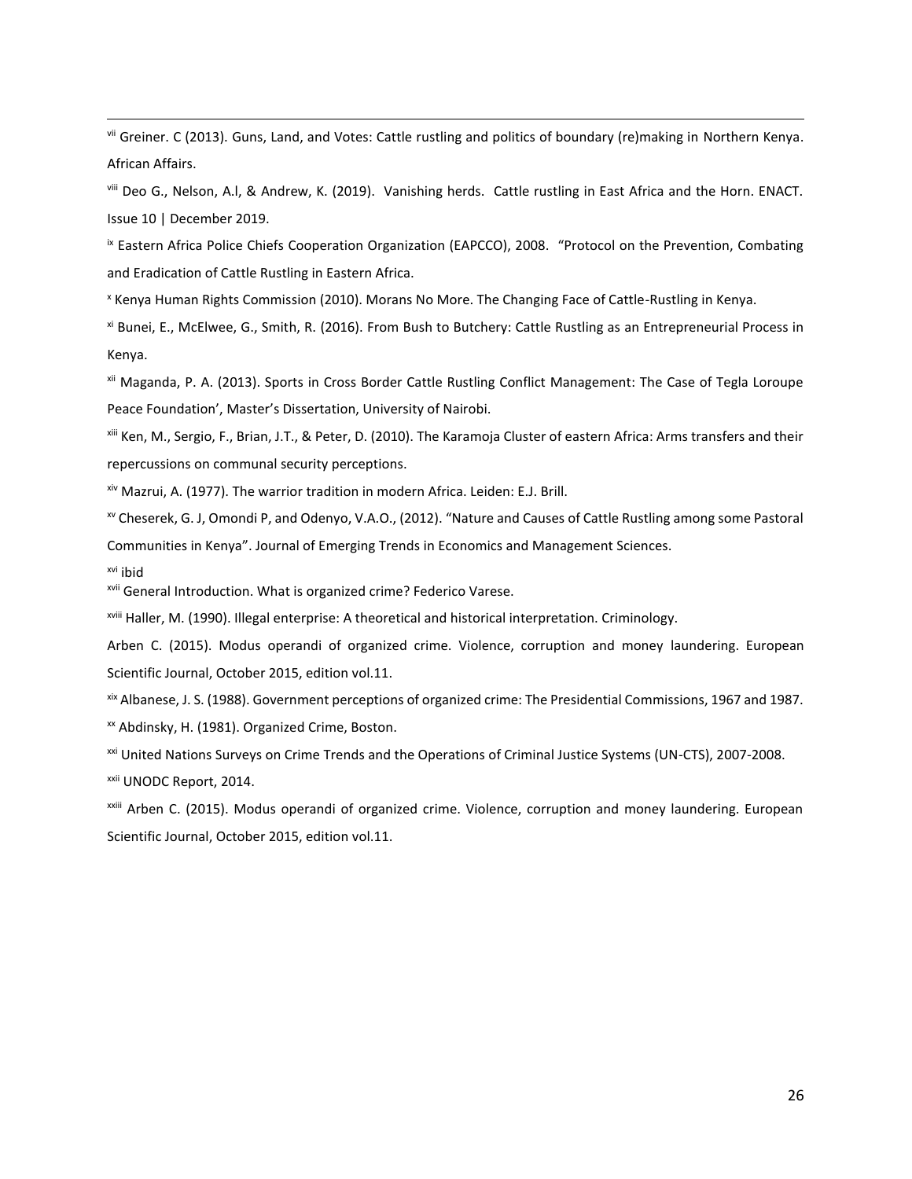[vii] Greiner. C (2013). Guns, Land, and Votes: Cattle rustling and politics of boundary (re)making in Northern Kenya. African Affairs.

[viii] Deo G., Nelson, A.l, & Andrew, K. (2019). Vanishing herds. Cattle rustling in East Africa and the Horn. ENACT. Issue 10 | December 2019.

[ix] Eastern Africa Police Chiefs Cooperation Organization (EAPCCO), 2008. "Protocol on the Prevention, Combating and Eradication of Cattle Rustling in Eastern Africa.

[x] Kenya Human Rights Commission (2010). Morans No More. The Changing Face of Cattle-Rustling in Kenya.

[xi] Bunei, E., McElwee, G., Smith, R. (2016). From Bush to Butchery: Cattle Rustling as an Entrepreneurial Process in Kenya.

[xii] Maganda, P. A. (2013). Sports in Cross Border Cattle Rustling Conflict Management: The Case of Tegla Loroupe Peace Foundation', Master's Dissertation, University of Nairobi.

[xiii] Ken, M., Sergio, F., Brian, J.T., & Peter, D. (2010). The Karamoja Cluster of eastern Africa: Arms transfers and their repercussions on communal security perceptions.

[xiv] Mazrui, A. (1977). The warrior tradition in modern Africa. Leiden: E.J. Brill.

[xv] Cheserek, G. J, Omondi P, and Odenyo, V.A.O., (2012). "Nature and Causes of Cattle Rustling among some Pastoral Communities in Kenya". Journal of Emerging Trends in Economics and Management Sciences.

[xvi] ibid

[xvii] General Introduction. What is organized crime? Federico Varese.

[xviii] Haller, M. (1990). Illegal enterprise: A theoretical and historical interpretation. Criminology.

Arben C. (2015). Modus operandi of organized crime. Violence, corruption and money laundering. European Scientific Journal, October 2015, edition vol.11.

[xix] Albanese, J. S. (1988). Government perceptions of organized crime: The Presidential Commissions, 1967 and 1987.

[xx] Abdinsky, H. (1981). Organized Crime, Boston.

[xxi] United Nations Surveys on Crime Trends and the Operations of Criminal Justice Systems (UN-CTS), 2007-2008.

[xxii] UNODC Report, 2014.

[xxiii] Arben C. (2015). Modus operandi of organized crime. Violence, corruption and money laundering. European Scientific Journal, October 2015, edition vol.11.